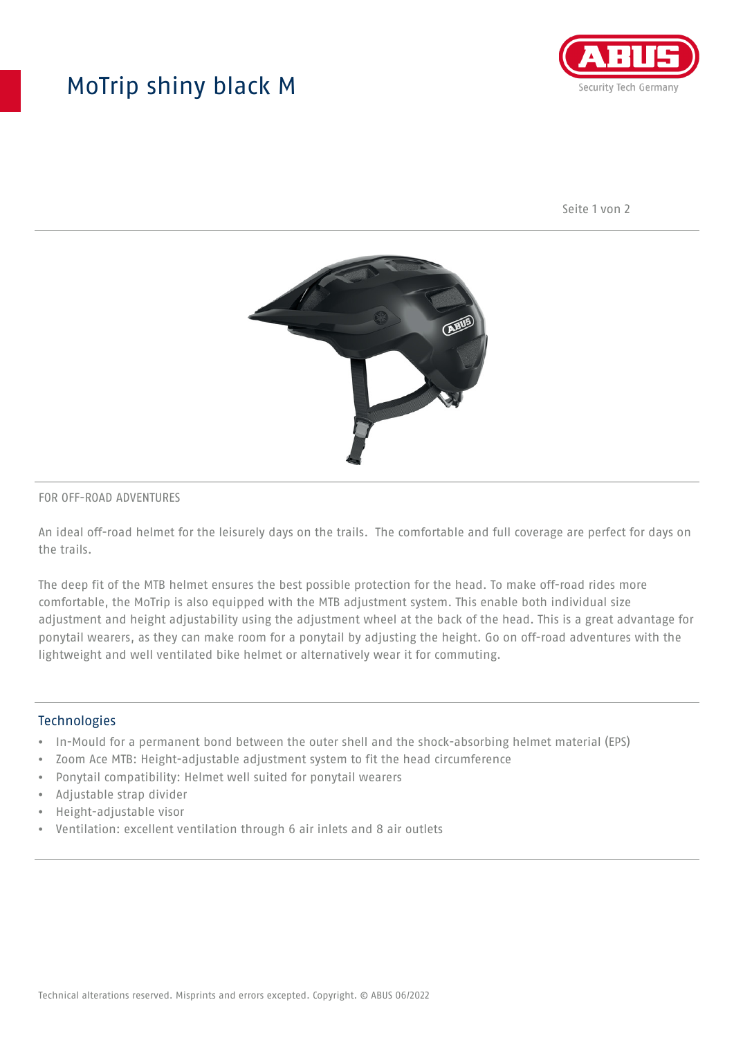# MoTrip shiny black M

FOR OFF-ROAD ADVENTURES

An ideal off-road helmet for the leisurely days on the trails.  The comfortable and full coverage are perfect for days on the trails.

The deep fit of the MTB helmet ensures the best possible protection for the head. To make off-road rides more comfortable, the MoTrip is also equipped with the MTB adjustment system. This enable both individual size adjustment and height adjustability using the adjustment wheel at the back of the head. This is a great advantage for ponytail wearers, as they can make room for a ponytail by adjusting the height. Go on off-road adventures with the lightweight and well ventilated bike helmet or alternatively wear it for commuting.

## Technologies

- In-Mould for a permanent bond between the outer shell and the shock-absorbing helmet material (EPS)
- Zoom Ace MTB: Height-adjustable adjustment system to fit the head circumference
- Ponytail compatibility: Helmet well suited for ponytail wearers
- Adjustable strap divider
- Height-adjustable visor
- Ventilation: excellent ventilation through 6 air inlets and 8 air outlets

Technical alterations reserved. Misprints and errors excepted. Copyright. © ABUS 06/2022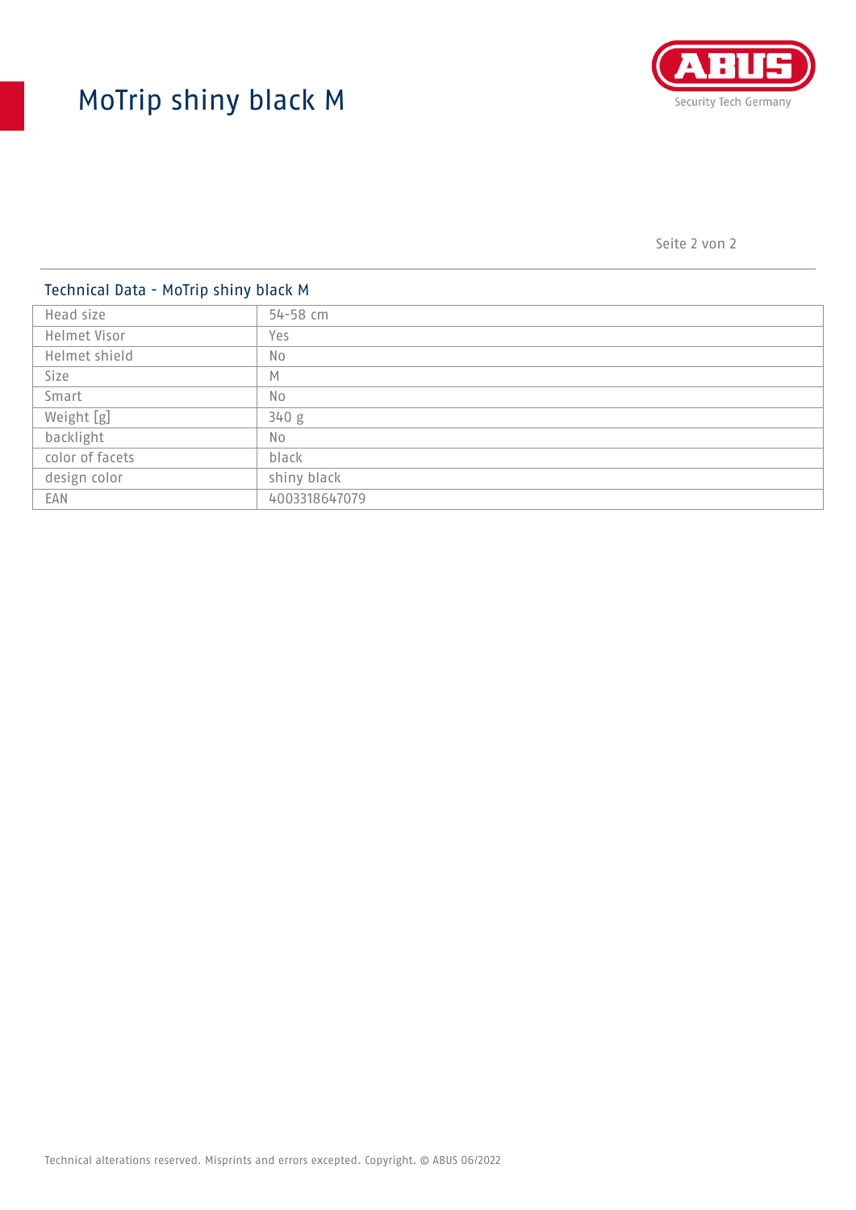# MoTrip shiny black M

## Technical Data - MoTrip shiny black M

| | |
|---|---|
| Head size | 54-58 cm |
| Helmet Visor | Yes |
| Helmet shield | No |
| Size | M |
| Smart | No |
| Weight [g] | 340 g |
| backlight | No |
| color of facets | black |
| design color | shiny black |
| EAN | 4003318647079 |

Technical alterations reserved. Misprints and errors excepted. Copyright. © ABUS 06/2022